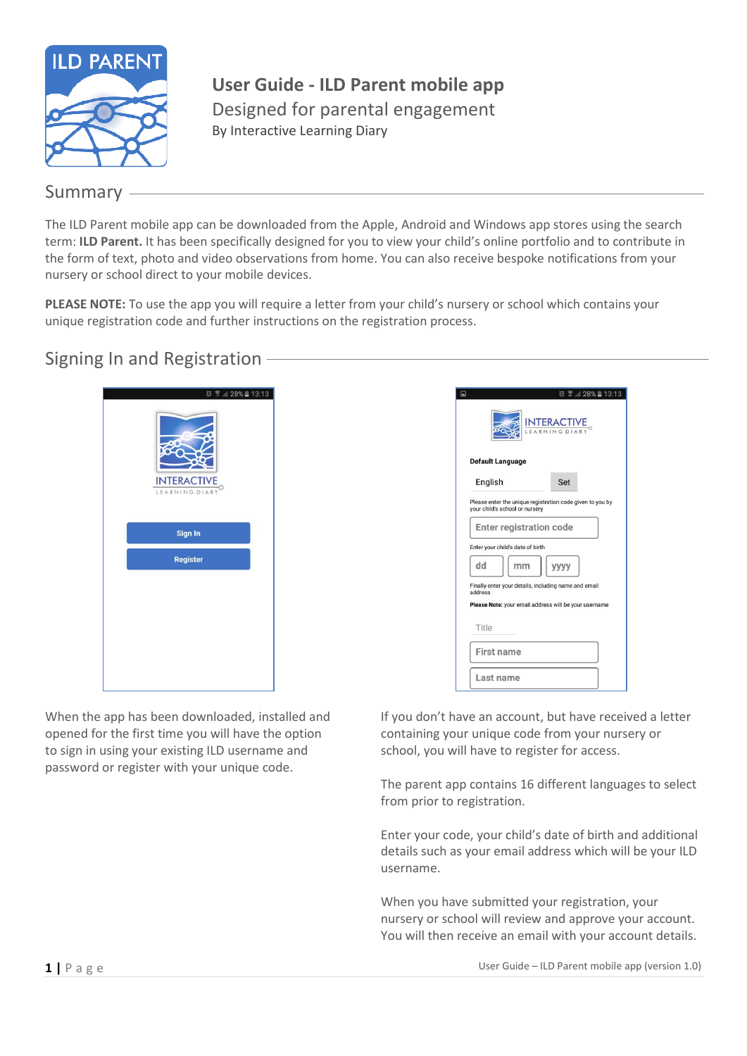# User Guide - ILD Parent mobile app

Designed for parental engagement

By Interactive Learning Diary

## Summary

The ILD Parent mobile app can be downloaded from the Apple, Android and Windows app stores using the search term: **ILD Parent.** It has been specifically designed for you to view your child's online portfolio and to contribute in the form of text, photo and video observations from home. You can also receive bespoke notifications from your nursery or school direct to your mobile devices.

**PLEASE NOTE:** To use the app you will require a letter from your child's nursery or school which contains your unique registration code and further instructions on the registration process.

## Signing In and Registration

When the app has been downloaded, installed and opened for the first time you will have the option to sign in using your existing ILD username and password or register with your unique code.

If you don't have an account, but have received a letter containing your unique code from your nursery or school, you will have to register for access.

The parent app contains 16 different languages to select from prior to registration.

Enter your code, your child's date of birth and additional details such as your email address which will be your ILD username.

When you have submitted your registration, your nursery or school will review and approve your account. You will then receive an email with your account details.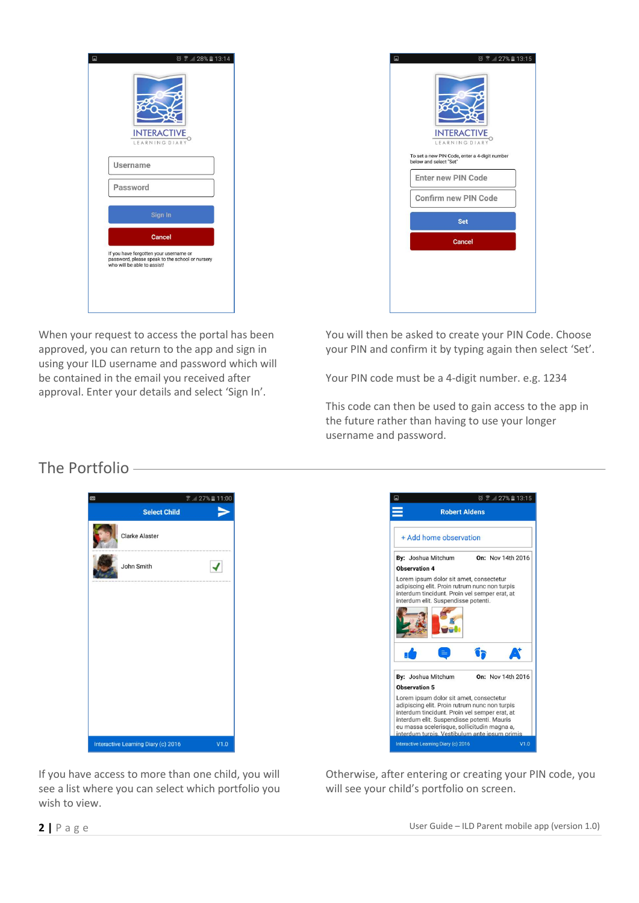When your request to access the portal has been approved, you can return to the app and sign in using your ILD username and password which will be contained in the email you received after approval. Enter your details and select 'Sign In'.

You will then be asked to create your PIN Code. Choose your PIN and confirm it by typing again then select 'Set'.

Your PIN code must be a 4-digit number. e.g. 1234

This code can then be used to gain access to the app in the future rather than having to use your longer username and password.

## The Portfolio

If you have access to more than one child, you will see a list where you can select which portfolio you wish to view.

Otherwise, after entering or creating your PIN code, you will see your child's portfolio on screen.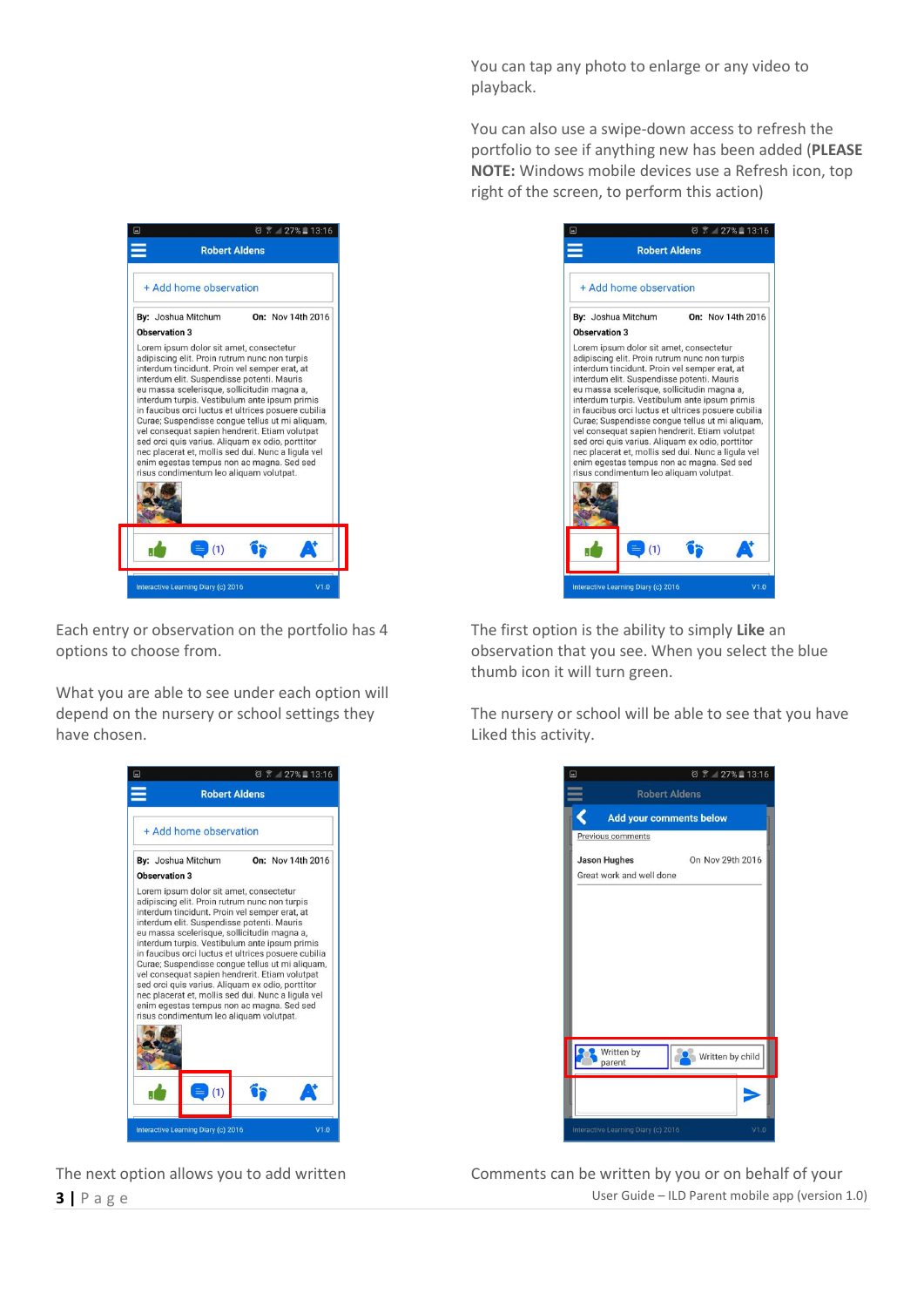You can tap any photo to enlarge or any video to playback.

You can also use a swipe-down access to refresh the portfolio to see if anything new has been added (**PLEASE NOTE:** Windows mobile devices use a Refresh icon, top right of the screen, to perform this action)

Each entry or observation on the portfolio has 4 options to choose from.

What you are able to see under each option will depend on the nursery or school settings they have chosen.

The first option is the ability to simply **Like** an observation that you see. When you select the blue thumb icon it will turn green.

The nursery or school will be able to see that you have Liked this activity.

The next option allows you to add written

Comments can be written by you or on behalf of your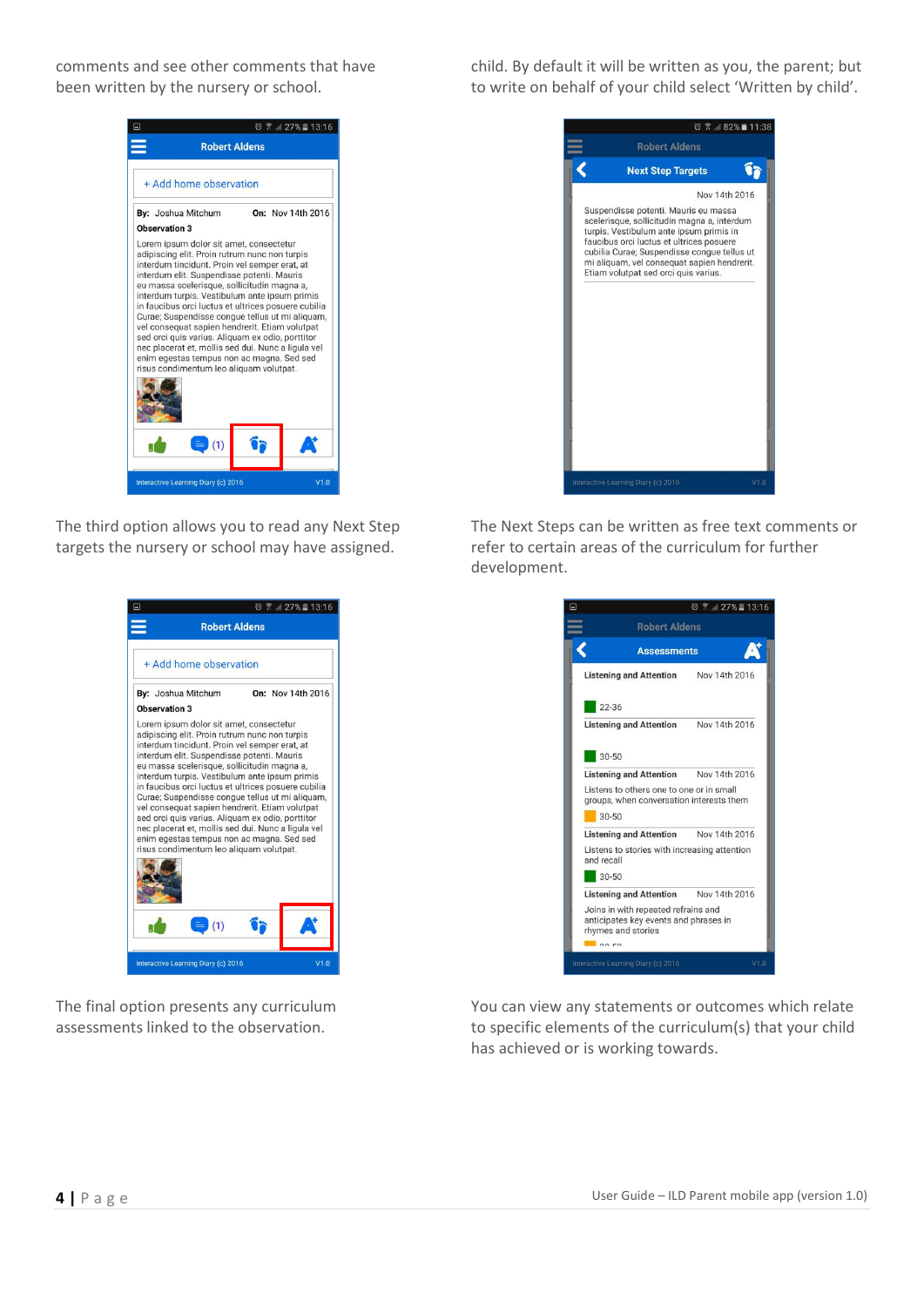comments and see other comments that have been written by the nursery or school.

child. By default it will be written as you, the parent; but to write on behalf of your child select 'Written by child'.

The third option allows you to read any Next Step targets the nursery or school may have assigned.

The Next Steps can be written as free text comments or refer to certain areas of the curriculum for further development.

The final option presents any curriculum assessments linked to the observation.

You can view any statements or outcomes which relate to specific elements of the curriculum(s) that your child has achieved or is working towards.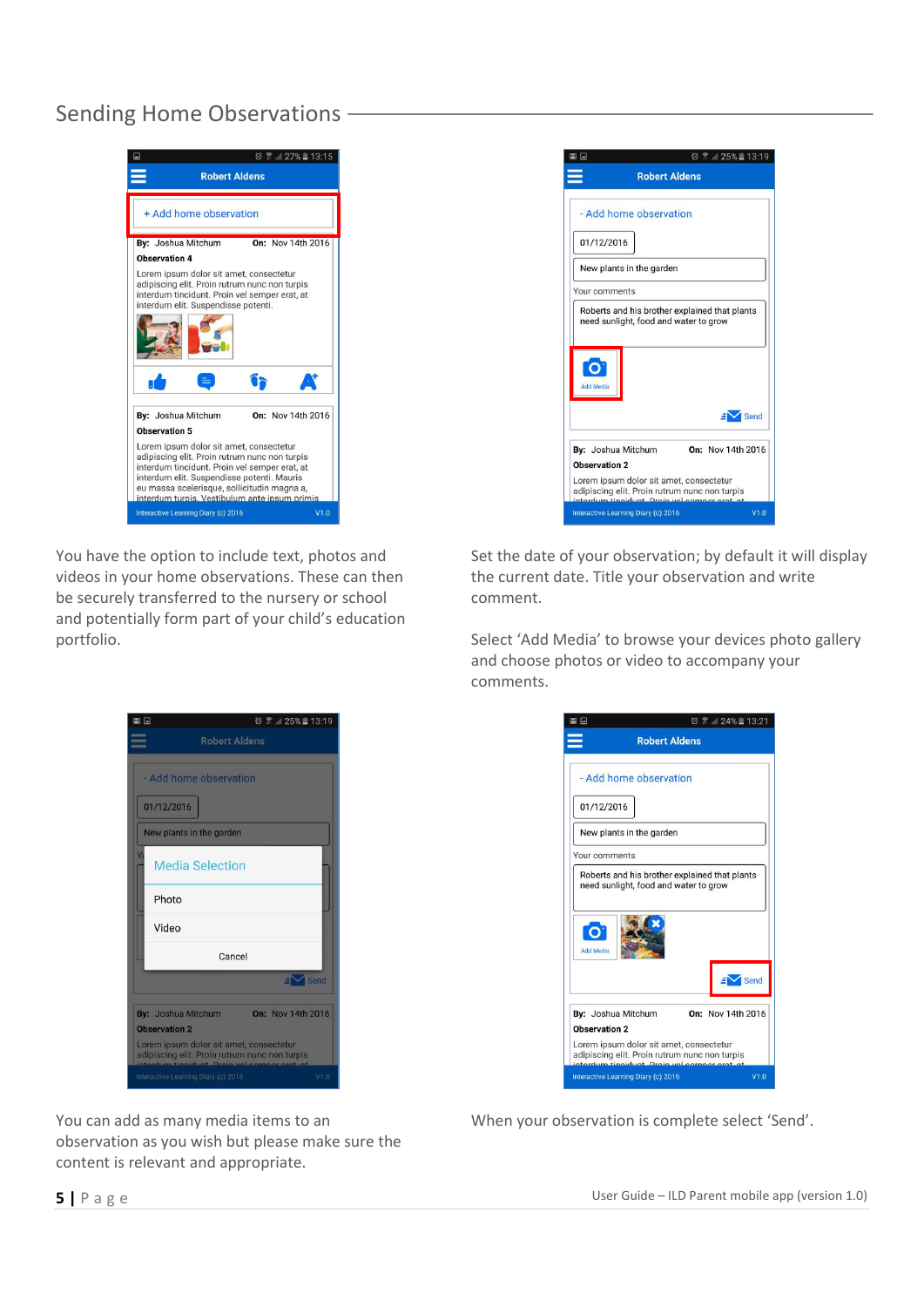## Sending Home Observations

You have the option to include text, photos and videos in your home observations. These can then be securely transferred to the nursery or school and potentially form part of your child's education portfolio.

Set the date of your observation; by default it will display the current date. Title your observation and write comment.

Select 'Add Media' to browse your devices photo gallery and choose photos or video to accompany your comments.

You can add as many media items to an observation as you wish but please make sure the content is relevant and appropriate.

When your observation is complete select 'Send'.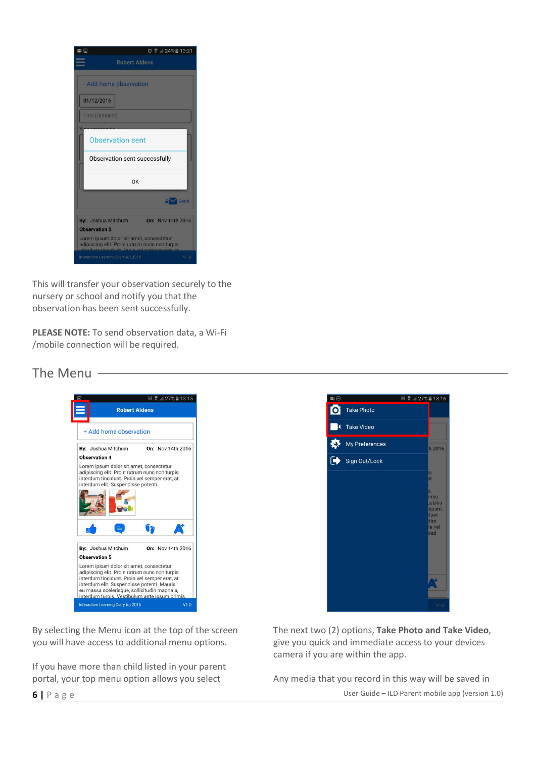This will transfer your observation securely to the nursery or school and notify you that the observation has been sent successfully.

**PLEASE NOTE:** To send observation data, a Wi-Fi /mobile connection will be required.

## The Menu

By selecting the Menu icon at the top of the screen you will have access to additional menu options.

If you have more than child listed in your parent portal, your top menu option allows you select

The next two (2) options, **Take Photo and Take Video**, give you quick and immediate access to your devices camera if you are within the app.

Any media that you record in this way will be saved in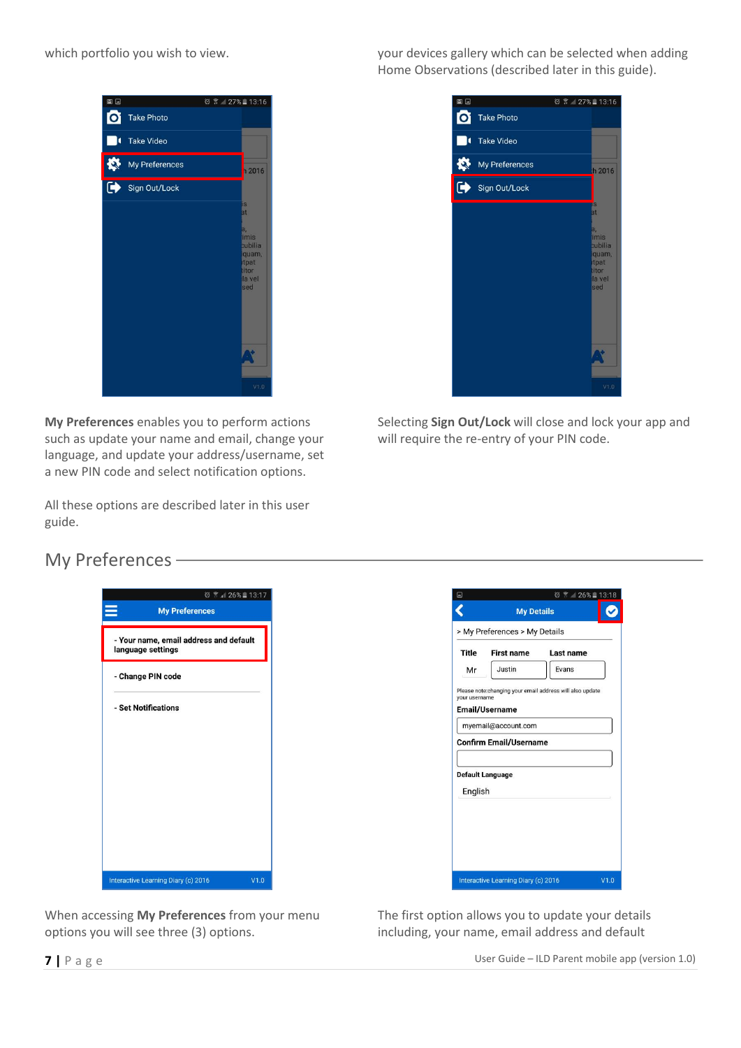which portfolio you wish to view.

your devices gallery which can be selected when adding Home Observations (described later in this guide).

**My Preferences** enables you to perform actions such as update your name and email, change your language, and update your address/username, set a new PIN code and select notification options.

All these options are described later in this user guide.

Selecting **Sign Out/Lock** will close and lock your app and will require the re-entry of your PIN code.

## My Preferences

When accessing **My Preferences** from your menu options you will see three (3) options.

The first option allows you to update your details including, your name, email address and default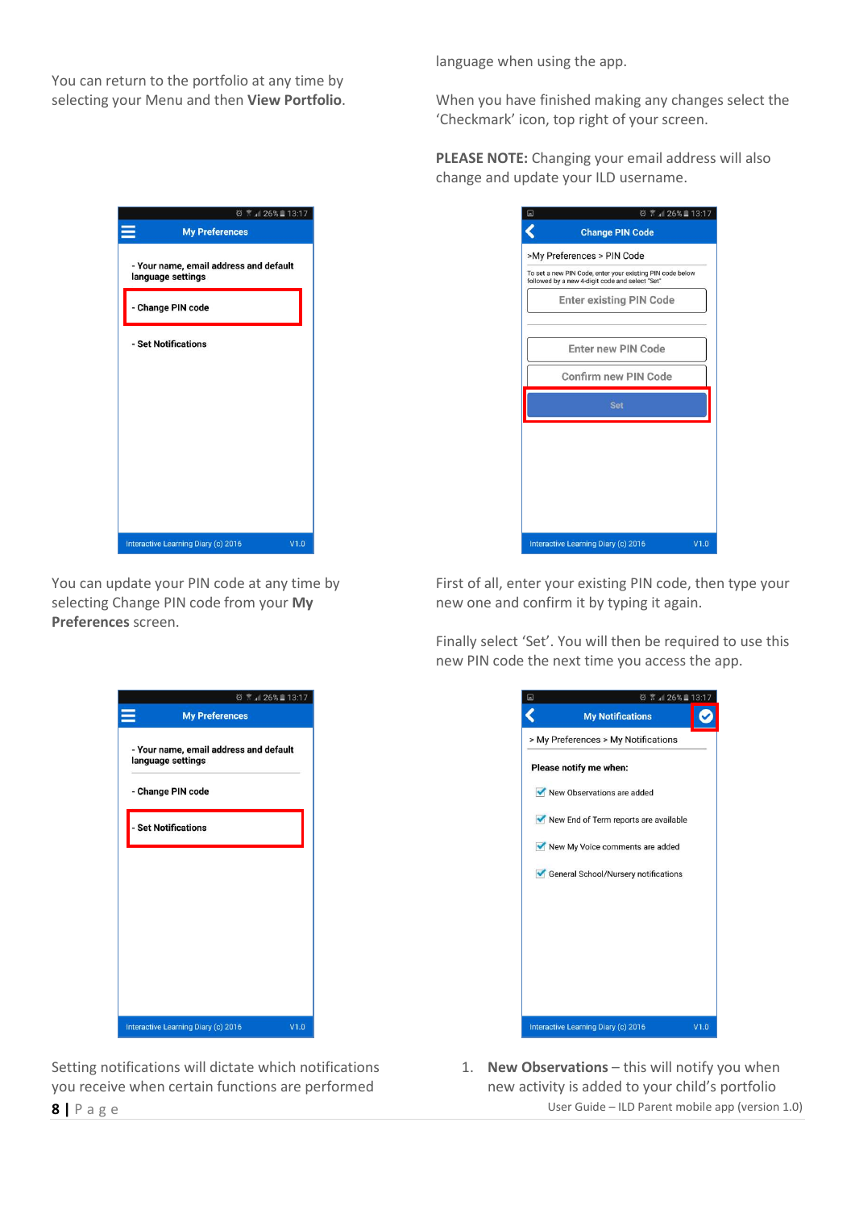You can return to the portfolio at any time by selecting your Menu and then **View Portfolio**.

You can update your PIN code at any time by selecting Change PIN code from your **My Preferences** screen.

Setting notifications will dictate which notifications you receive when certain functions are performed

language when using the app.

When you have finished making any changes select the 'Checkmark' icon, top right of your screen.

**PLEASE NOTE:** Changing your email address will also change and update your ILD username.

First of all, enter your existing PIN code, then type your new one and confirm it by typing it again.

Finally select 'Set'. You will then be required to use this new PIN code the next time you access the app.

1. **New Observations** – this will notify you when new activity is added to your child's portfolio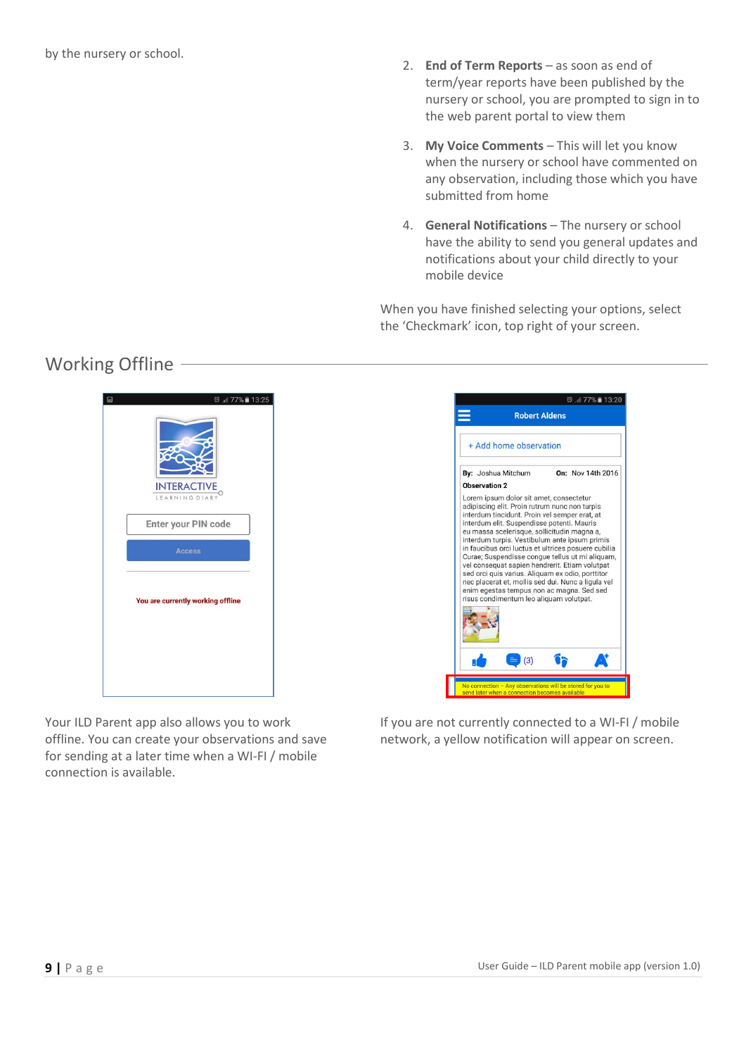by the nursery or school.

2. **End of Term Reports** – as soon as end of term/year reports have been published by the nursery or school, you are prompted to sign in to the web parent portal to view them
3. **My Voice Comments** – This will let you know when the nursery or school have commented on any observation, including those which you have submitted from home
4. **General Notifications** – The nursery or school have the ability to send you general updates and notifications about your child directly to your mobile device

When you have finished selecting your options, select the 'Checkmark' icon, top right of your screen.

## Working Offline

Your ILD Parent app also allows you to work offline. You can create your observations and save for sending at a later time when a WI-FI / mobile connection is available.

If you are not currently connected to a WI-FI / mobile network, a yellow notification will appear on screen.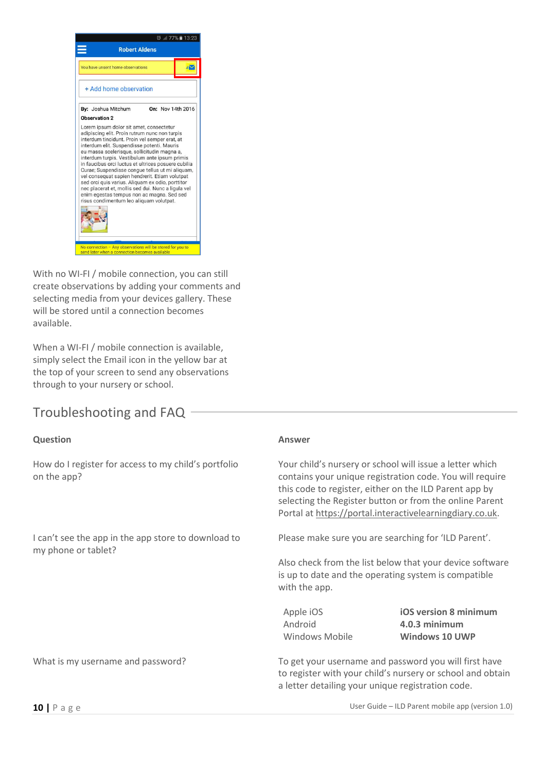With no WI-FI / mobile connection, you can still create observations by adding your comments and selecting media from your devices gallery. These will be stored until a connection becomes available.

When a WI-FI / mobile connection is available, simply select the Email icon in the yellow bar at the top of your screen to send any observations through to your nursery or school.

## Troubleshooting and FAQ

| Question | Answer |
|---|---|
| How do I register for access to my child's portfolio on the app? | Your child's nursery or school will issue a letter which contains your unique registration code. You will require this code to register, either on the ILD Parent app by selecting the Register button or from the online Parent Portal at https://portal.interactivelearningdiary.co.uk. |
| I can't see the app in the app store to download to my phone or tablet? | Please make sure you are searching for 'ILD Parent'.<br><br>Also check from the list below that your device software is up to date and the operating system is compatible with the app.<br><br>Apple iOS — **iOS version 8 minimum**<br>Android — **4.0.3 minimum**<br>Windows Mobile — **Windows 10 UWP** |
| What is my username and password? | To get your username and password you will first have to register with your child's nursery or school and obtain a letter detailing your unique registration code. |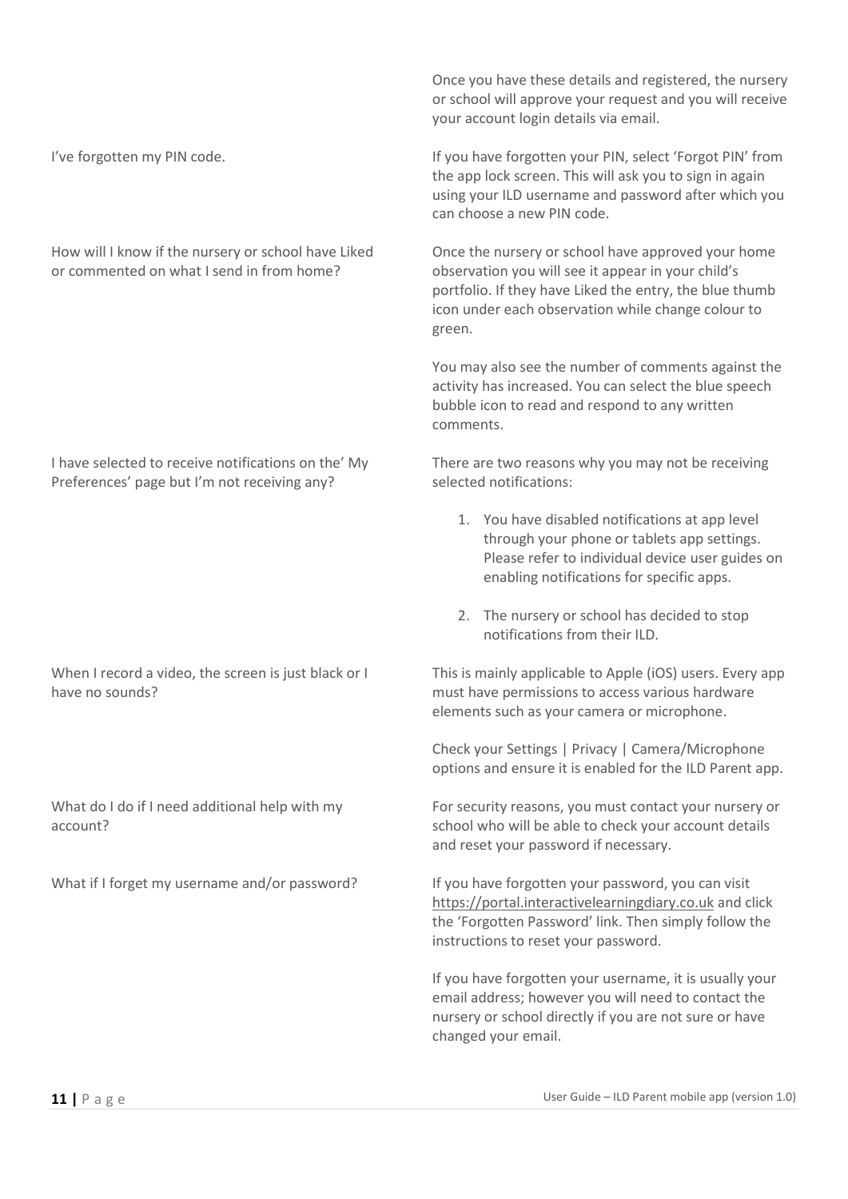| | |
|---|---|
| | Once you have these details and registered, the nursery or school will approve your request and you will receive your account login details via email. |
| I've forgotten my PIN code. | If you have forgotten your PIN, select 'Forgot PIN' from the app lock screen. This will ask you to sign in again using your ILD username and password after which you can choose a new PIN code. |
| How will I know if the nursery or school have Liked or commented on what I send in from home? | Once the nursery or school have approved your home observation you will see it appear in your child's portfolio. If they have Liked the entry, the blue thumb icon under each observation while change colour to green.<br><br>You may also see the number of comments against the activity has increased. You can select the blue speech bubble icon to read and respond to any written comments. |
| I have selected to receive notifications on the' My Preferences' page but I'm not receiving any? | There are two reasons why you may not be receiving selected notifications:<br><br>1. You have disabled notifications at app level through your phone or tablets app settings. Please refer to individual device user guides on enabling notifications for specific apps.<br>2. The nursery or school has decided to stop notifications from their ILD. |
| When I record a video, the screen is just black or I have no sounds? | This is mainly applicable to Apple (iOS) users. Every app must have permissions to access various hardware elements such as your camera or microphone.<br><br>Check your Settings \| Privacy \| Camera/Microphone options and ensure it is enabled for the ILD Parent app. |
| What do I do if I need additional help with my account? | For security reasons, you must contact your nursery or school who will be able to check your account details and reset your password if necessary. |
| What if I forget my username and/or password? | If you have forgotten your password, you can visit https://portal.interactivelearningdiary.co.uk and click the 'Forgotten Password' link. Then simply follow the instructions to reset your password.<br><br>If you have forgotten your username, it is usually your email address; however you will need to contact the nursery or school directly if you are not sure or have changed your email. |